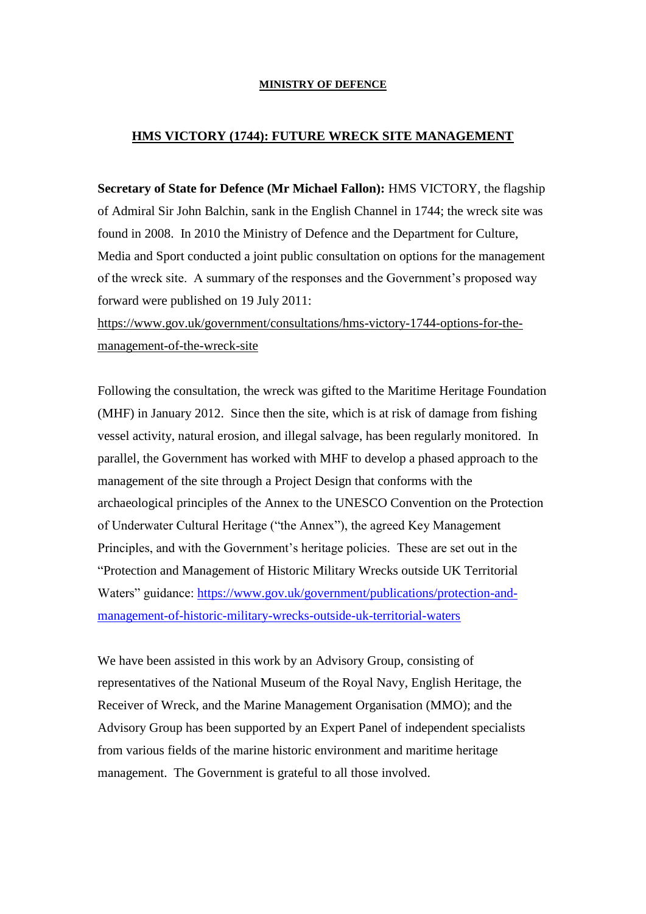**MINISTRY OF DEFENCE**

## HMS VICTORY (1744): FUTURE WRECK SITE MANAGEMENT

**Secretary of State for Defence (Mr Michael Fallon):** HMS VICTORY, the flagship of Admiral Sir John Balchin, sank in the English Channel in 1744; the wreck site was found in 2008. In 2010 the Ministry of Defence and the Department for Culture, Media and Sport conducted a joint public consultation on options for the management of the wreck site. A summary of the responses and the Government's proposed way forward were published on 19 July 2011: https://www.gov.uk/government/consultations/hms-victory-1744-options-for-the-management-of-the-wreck-site

Following the consultation, the wreck was gifted to the Maritime Heritage Foundation (MHF) in January 2012. Since then the site, which is at risk of damage from fishing vessel activity, natural erosion, and illegal salvage, has been regularly monitored. In parallel, the Government has worked with MHF to develop a phased approach to the management of the site through a Project Design that conforms with the archaeological principles of the Annex to the UNESCO Convention on the Protection of Underwater Cultural Heritage ("the Annex"), the agreed Key Management Principles, and with the Government's heritage policies. These are set out in the "Protection and Management of Historic Military Wrecks outside UK Territorial Waters" guidance: https://www.gov.uk/government/publications/protection-and-management-of-historic-military-wrecks-outside-uk-territorial-waters

We have been assisted in this work by an Advisory Group, consisting of representatives of the National Museum of the Royal Navy, English Heritage, the Receiver of Wreck, and the Marine Management Organisation (MMO); and the Advisory Group has been supported by an Expert Panel of independent specialists from various fields of the marine historic environment and maritime heritage management. The Government is grateful to all those involved.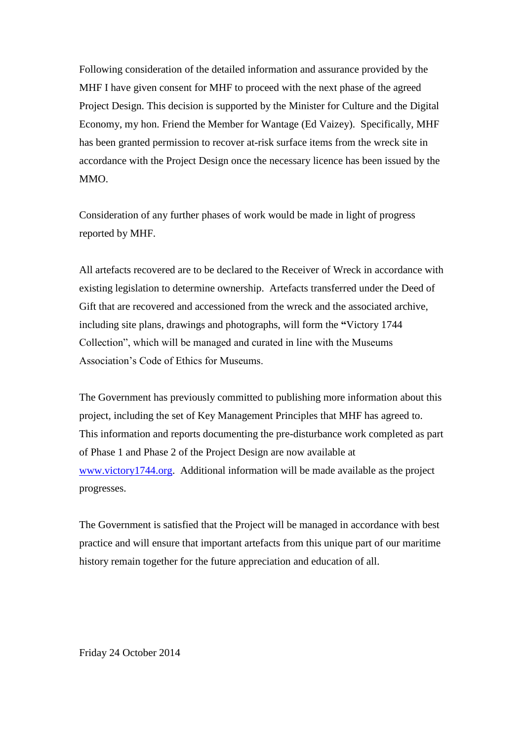Following consideration of the detailed information and assurance provided by the MHF I have given consent for MHF to proceed with the next phase of the agreed Project Design. This decision is supported by the Minister for Culture and the Digital Economy, my hon. Friend the Member for Wantage (Ed Vaizey). Specifically, MHF has been granted permission to recover at-risk surface items from the wreck site in accordance with the Project Design once the necessary licence has been issued by the MMO.

Consideration of any further phases of work would be made in light of progress reported by MHF.

All artefacts recovered are to be declared to the Receiver of Wreck in accordance with existing legislation to determine ownership. Artefacts transferred under the Deed of Gift that are recovered and accessioned from the wreck and the associated archive, including site plans, drawings and photographs, will form the "Victory 1744 Collection", which will be managed and curated in line with the Museums Association's Code of Ethics for Museums.

The Government has previously committed to publishing more information about this project, including the set of Key Management Principles that MHF has agreed to. This information and reports documenting the pre-disturbance work completed as part of Phase 1 and Phase 2 of the Project Design are now available at www.victory1744.org. Additional information will be made available as the project progresses.

The Government is satisfied that the Project will be managed in accordance with best practice and will ensure that important artefacts from this unique part of our maritime history remain together for the future appreciation and education of all.

Friday 24 October 2014